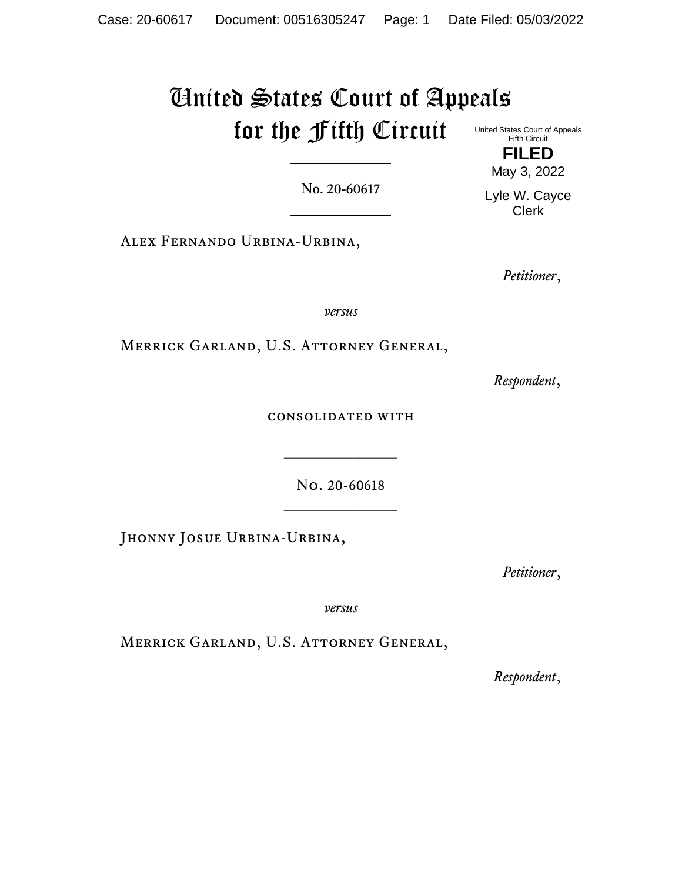# United States Court of Appeals for the Fifth Circuit

United States Court of Appeals
Fifth Circuit

**FILED**

May 3, 2022

Lyle W. Cayce
Clerk

---

No. 20-60617

---

Alex Fernando Urbina-Urbina,

*Petitioner*,

*versus*

Merrick Garland, U.S. Attorney General,

*Respondent*,

consolidated with

---

No. 20-60618

---

Jhonny Josue Urbina-Urbina,

*Petitioner*,

*versus*

Merrick Garland, U.S. Attorney General,

*Respondent*,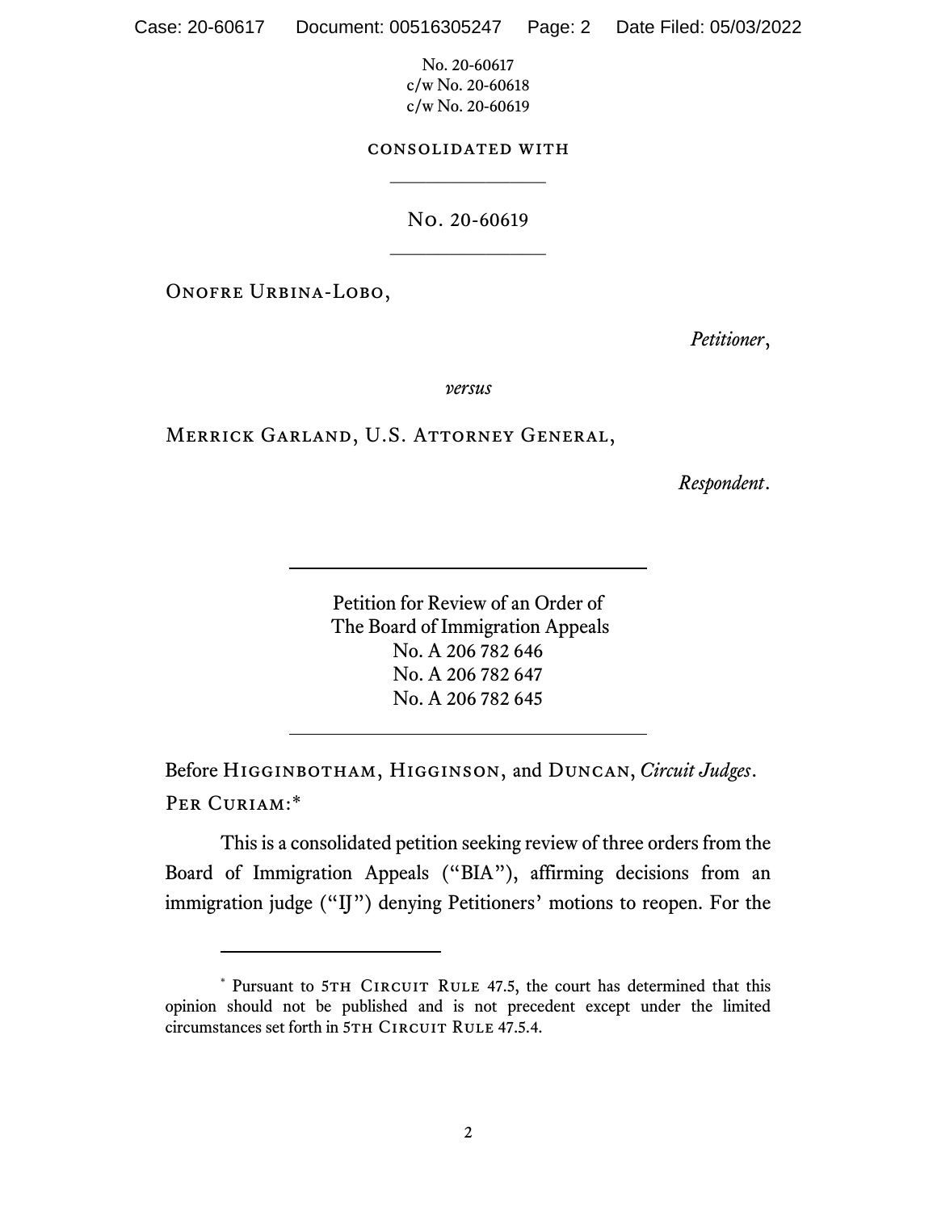No. 20-60617
c/w No. 20-60618
c/w No. 20-60619

CONSOLIDATED WITH

---

No. 20-60619

---

Onofre Urbina-Lobo,

*Petitioner*,

*versus*

Merrick Garland, U.S. Attorney General,

*Respondent*.

---

Petition for Review of an Order of
The Board of Immigration Appeals
No. A 206 782 646
No. A 206 782 647
No. A 206 782 645

---

Before Higginbotham, Higginson, and Duncan, *Circuit Judges*.

Per Curiam:*

This is a consolidated petition seeking review of three orders from the Board of Immigration Appeals ("BIA"), affirming decisions from an immigration judge ("IJ") denying Petitioners' motions to reopen. For the

---

* Pursuant to 5th Circuit Rule 47.5, the court has determined that this opinion should not be published and is not precedent except under the limited circumstances set forth in 5th Circuit Rule 47.5.4.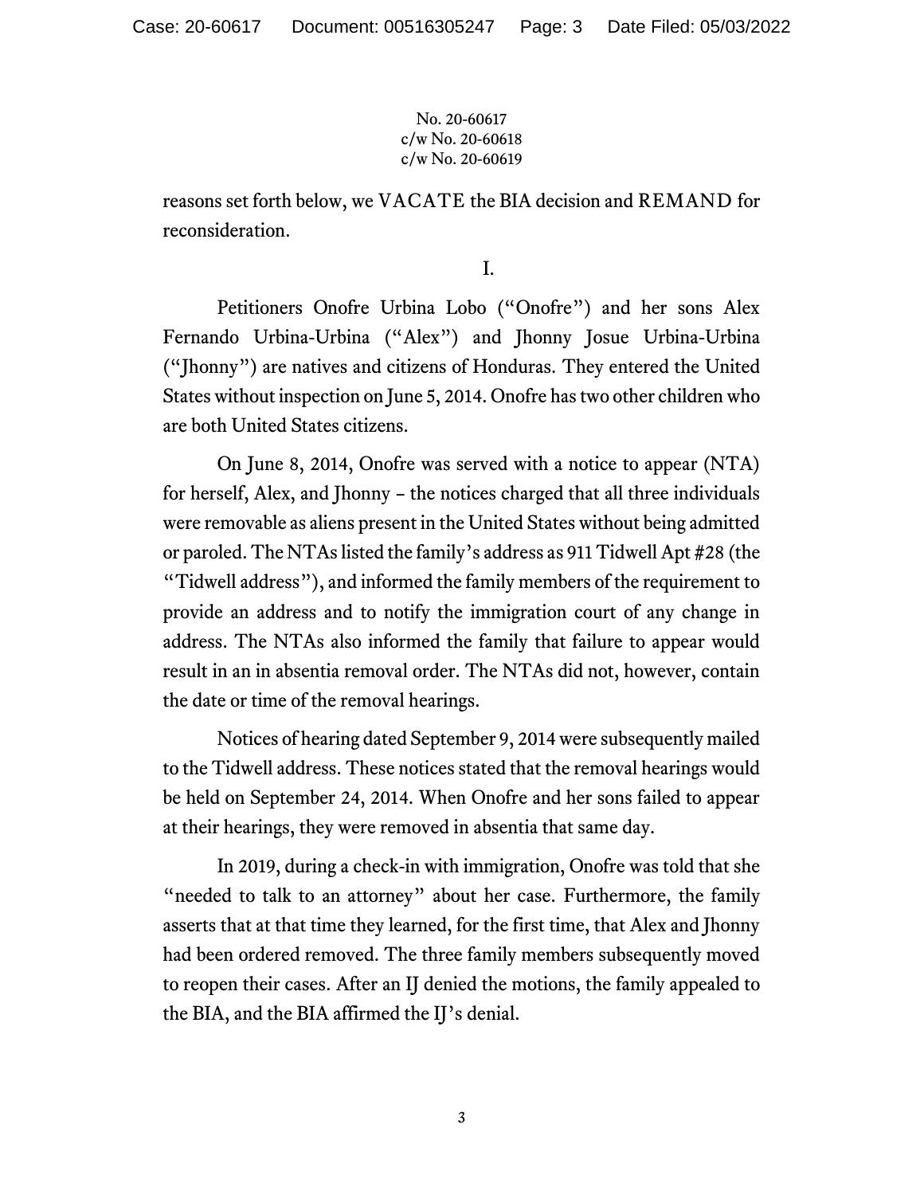reasons set forth below, we VACATE the BIA decision and REMAND for reconsideration.

## I.

Petitioners Onofre Urbina Lobo ("Onofre") and her sons Alex Fernando Urbina-Urbina ("Alex") and Jhonny Josue Urbina-Urbina ("Jhonny") are natives and citizens of Honduras. They entered the United States without inspection on June 5, 2014. Onofre has two other children who are both United States citizens.

On June 8, 2014, Onofre was served with a notice to appear (NTA) for herself, Alex, and Jhonny – the notices charged that all three individuals were removable as aliens present in the United States without being admitted or paroled. The NTAs listed the family's address as 911 Tidwell Apt #28 (the "Tidwell address"), and informed the family members of the requirement to provide an address and to notify the immigration court of any change in address. The NTAs also informed the family that failure to appear would result in an in absentia removal order. The NTAs did not, however, contain the date or time of the removal hearings.

Notices of hearing dated September 9, 2014 were subsequently mailed to the Tidwell address. These notices stated that the removal hearings would be held on September 24, 2014. When Onofre and her sons failed to appear at their hearings, they were removed in absentia that same day.

In 2019, during a check-in with immigration, Onofre was told that she "needed to talk to an attorney" about her case. Furthermore, the family asserts that at that time they learned, for the first time, that Alex and Jhonny had been ordered removed. The three family members subsequently moved to reopen their cases. After an IJ denied the motions, the family appealed to the BIA, and the BIA affirmed the IJ's denial.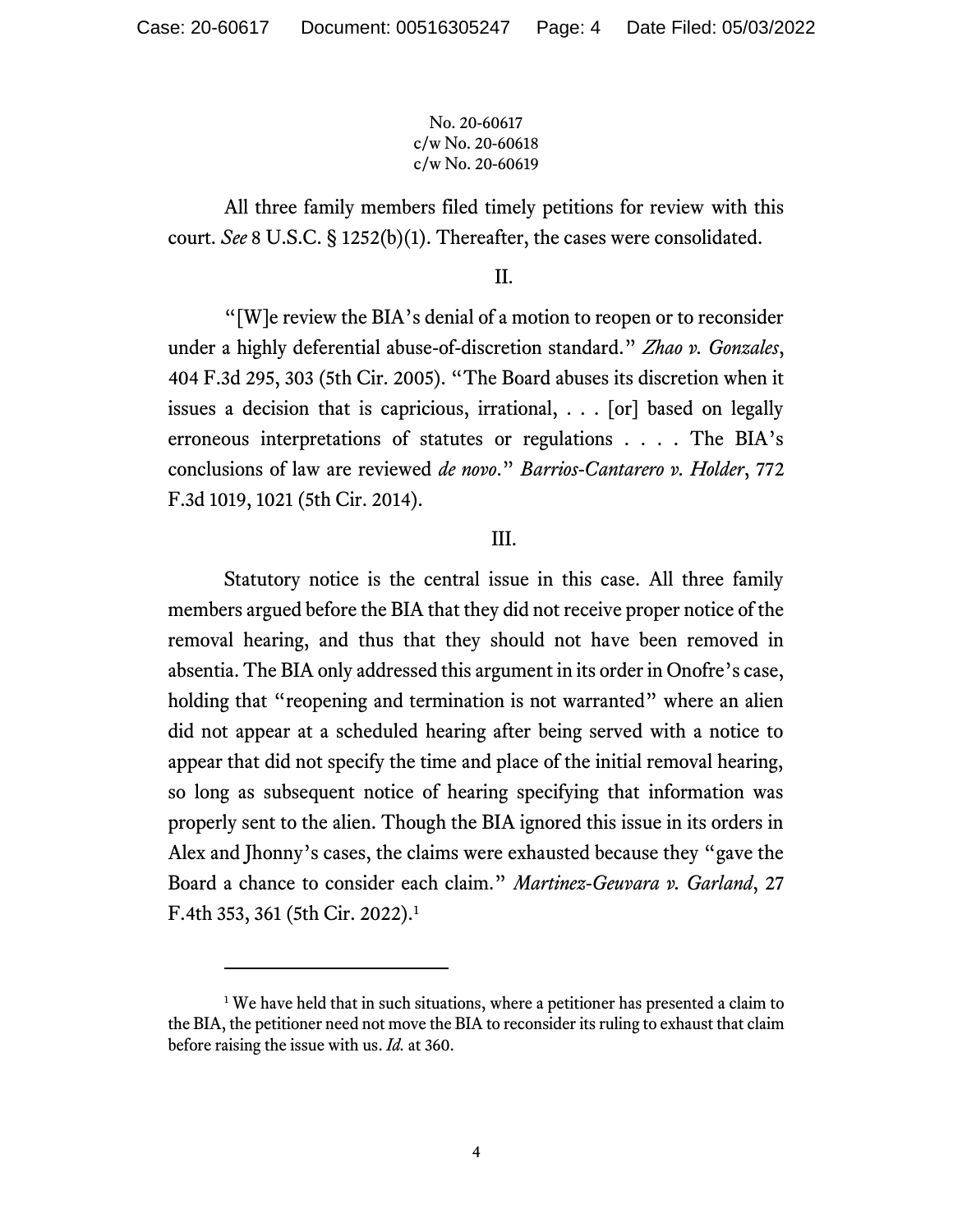All three family members filed timely petitions for review with this court. *See* 8 U.S.C. § 1252(b)(1). Thereafter, the cases were consolidated.

## II.

"[W]e review the BIA's denial of a motion to reopen or to reconsider under a highly deferential abuse-of-discretion standard." *Zhao v. Gonzales*, 404 F.3d 295, 303 (5th Cir. 2005). "The Board abuses its discretion when it issues a decision that is capricious, irrational, . . . [or] based on legally erroneous interpretations of statutes or regulations . . . . The BIA's conclusions of law are reviewed *de novo*." *Barrios-Cantarero v. Holder*, 772 F.3d 1019, 1021 (5th Cir. 2014).

## III.

Statutory notice is the central issue in this case. All three family members argued before the BIA that they did not receive proper notice of the removal hearing, and thus that they should not have been removed in absentia. The BIA only addressed this argument in its order in Onofre's case, holding that "reopening and termination is not warranted" where an alien did not appear at a scheduled hearing after being served with a notice to appear that did not specify the time and place of the initial removal hearing, so long as subsequent notice of hearing specifying that information was properly sent to the alien. Though the BIA ignored this issue in its orders in Alex and Jhonny's cases, the claims were exhausted because they "gave the Board a chance to consider each claim." *Martinez-Geuvara v. Garland*, 27 F.4th 353, 361 (5th Cir. 2022).[1]

---

[1] We have held that in such situations, where a petitioner has presented a claim to the BIA, the petitioner need not move the BIA to reconsider its ruling to exhaust that claim before raising the issue with us. *Id.* at 360.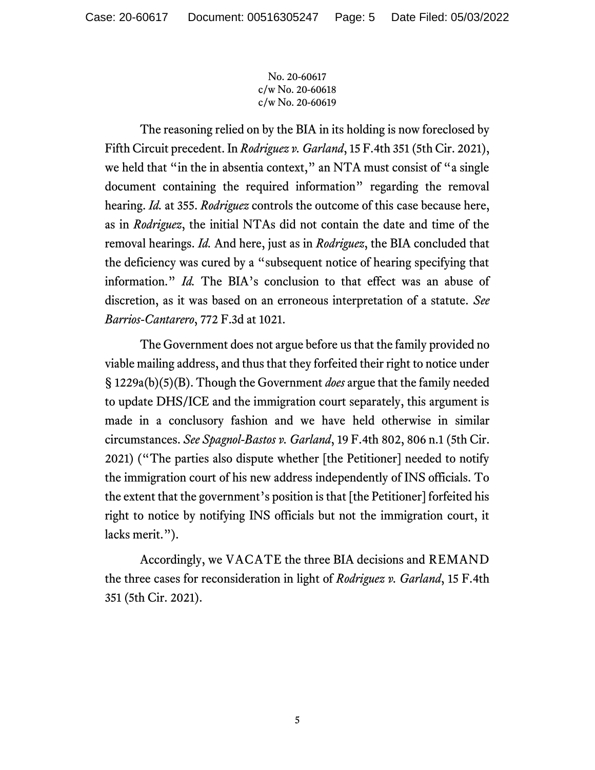The reasoning relied on by the BIA in its holding is now foreclosed by Fifth Circuit precedent. In *Rodriguez v. Garland*, 15 F.4th 351 (5th Cir. 2021), we held that "in the in absentia context," an NTA must consist of "a single document containing the required information" regarding the removal hearing. *Id.* at 355. *Rodriguez* controls the outcome of this case because here, as in *Rodriguez*, the initial NTAs did not contain the date and time of the removal hearings. *Id.* And here, just as in *Rodriguez*, the BIA concluded that the deficiency was cured by a "subsequent notice of hearing specifying that information." *Id.* The BIA's conclusion to that effect was an abuse of discretion, as it was based on an erroneous interpretation of a statute. *See Barrios-Cantarero*, 772 F.3d at 1021.

The Government does not argue before us that the family provided no viable mailing address, and thus that they forfeited their right to notice under § 1229a(b)(5)(B). Though the Government *does* argue that the family needed to update DHS/ICE and the immigration court separately, this argument is made in a conclusory fashion and we have held otherwise in similar circumstances. *See Spagnol-Bastos v. Garland*, 19 F.4th 802, 806 n.1 (5th Cir. 2021) ("The parties also dispute whether [the Petitioner] needed to notify the immigration court of his new address independently of INS officials. To the extent that the government's position is that [the Petitioner] forfeited his right to notice by notifying INS officials but not the immigration court, it lacks merit.").

Accordingly, we VACATE the three BIA decisions and REMAND the three cases for reconsideration in light of *Rodriguez v. Garland*, 15 F.4th 351 (5th Cir. 2021).